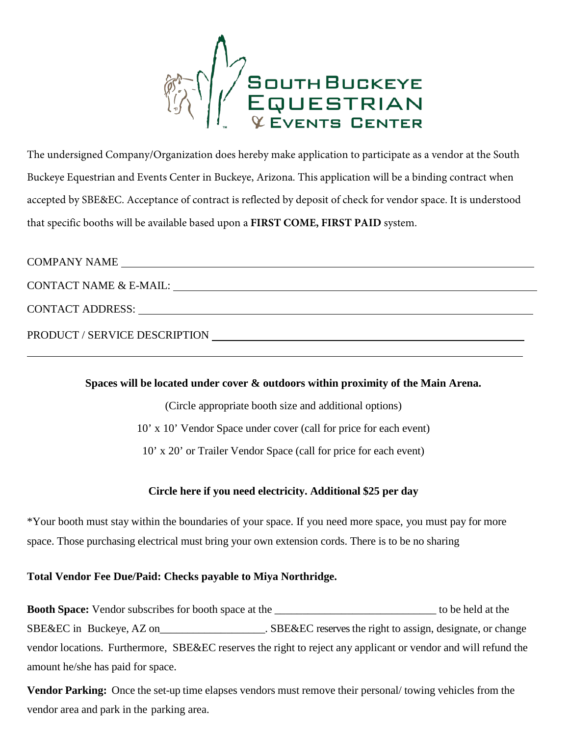# South Buckeye Equestrian & Events Center

The undersigned Company/Organization does hereby make application to participate as a vendor at the South Buckeye Equestrian and Events Center in Buckeye, Arizona. This application will be a binding contract when accepted by SBE&EC. Acceptance of contract is reflected by deposit of check for vendor space. It is understood that specific booths will be available based upon a **FIRST COME, FIRST PAID** system.

COMPANY NAME ____________________________________________

CONTACT NAME & E-MAIL: ____________________________________________

CONTACT ADDRESS: ____________________________________________

PRODUCT / SERVICE DESCRIPTION ____________________________________________

____________________________________________

**Spaces will be located under cover & outdoors within proximity of the Main Arena.**

(Circle appropriate booth size and additional options)

10’ x 10’ Vendor Space under cover (call for price for each event)

10’ x 20’ or Trailer Vendor Space (call for price for each event)

**Circle here if you need electricity. Additional $25 per day**

*Your booth must stay within the boundaries of your space. If you need more space, you must pay for more space. Those purchasing electrical must bring your own extension cords. There is to be no sharing

**Total Vendor Fee Due/Paid: Checks payable to Miya Northridge.**

**Booth Space:** Vendor subscribes for booth space at the _____________________________ to be held at the SBE&EC in Buckeye, AZ on__________________. SBE&EC reserves the right to assign, designate, or change vendor locations. Furthermore, SBE&EC reserves the right to reject any applicant or vendor and will refund the amount he/she has paid for space.

**Vendor Parking:** Once the set-up time elapses vendors must remove their personal/ towing vehicles from the vendor area and park in the parking area.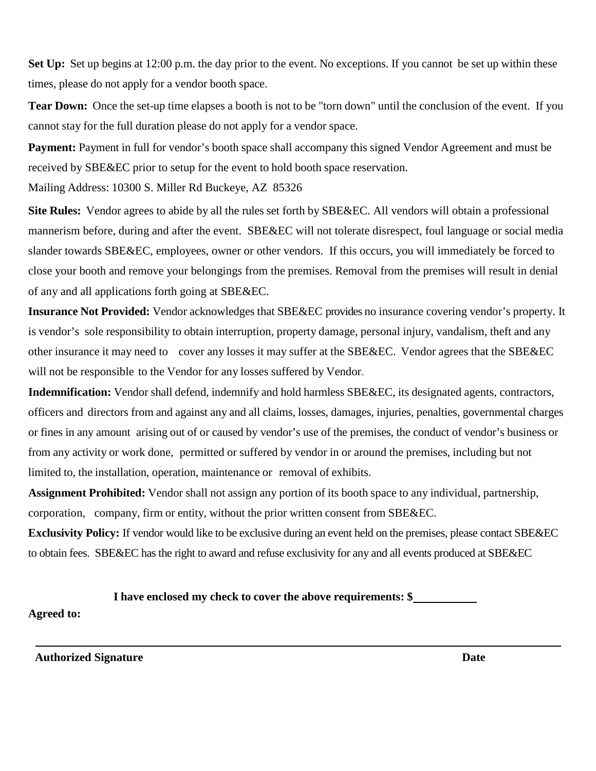**Set Up:** Set up begins at 12:00 p.m. the day prior to the event. No exceptions. If you cannot be set up within these times, please do not apply for a vendor booth space.

**Tear Down:** Once the set-up time elapses a booth is not to be "torn down" until the conclusion of the event. If you cannot stay for the full duration please do not apply for a vendor space.

**Payment:** Payment in full for vendor's booth space shall accompany this signed Vendor Agreement and must be received by SBE&EC prior to setup for the event to hold booth space reservation.

Mailing Address: 10300 S. Miller Rd Buckeye, AZ 85326

**Site Rules:** Vendor agrees to abide by all the rules set forth by SBE&EC. All vendors will obtain a professional mannerism before, during and after the event. SBE&EC will not tolerate disrespect, foul language or social media slander towards SBE&EC, employees, owner or other vendors. If this occurs, you will immediately be forced to close your booth and remove your belongings from the premises. Removal from the premises will result in denial of any and all applications forth going at SBE&EC.

**Insurance Not Provided:** Vendor acknowledges that SBE&EC provides no insurance covering vendor's property. It is vendor's sole responsibility to obtain interruption, property damage, personal injury, vandalism, theft and any other insurance it may need to cover any losses it may suffer at the SBE&EC. Vendor agrees that the SBE&EC will not be responsible to the Vendor for any losses suffered by Vendor.

**Indemnification:** Vendor shall defend, indemnify and hold harmless SBE&EC, its designated agents, contractors, officers and directors from and against any and all claims, losses, damages, injuries, penalties, governmental charges or fines in any amount arising out of or caused by vendor's use of the premises, the conduct of vendor's business or from any activity or work done, permitted or suffered by vendor in or around the premises, including but not limited to, the installation, operation, maintenance or removal of exhibits.

**Assignment Prohibited:** Vendor shall not assign any portion of its booth space to any individual, partnership, corporation, company, firm or entity, without the prior written consent from SBE&EC.

**Exclusivity Policy:** If vendor would like to be exclusive during an event held on the premises, please contact SBE&EC to obtain fees. SBE&EC has the right to award and refuse exclusivity for any and all events produced at SBE&EC

**I have enclosed my check to cover the above requirements: $\_\_\_\_\_\_\_\_\_\_**

**Agreed to:**

\_\_\_\_\_\_\_\_\_\_\_\_\_\_\_\_\_\_\_\_\_\_\_\_\_\_\_\_\_\_\_\_\_\_\_\_\_\_\_\_\_\_\_\_\_\_\_\_\_\_\_\_\_\_\_\_\_\_\_\_\_\_\_\_\_\_

**Authorized Signature** **Date**